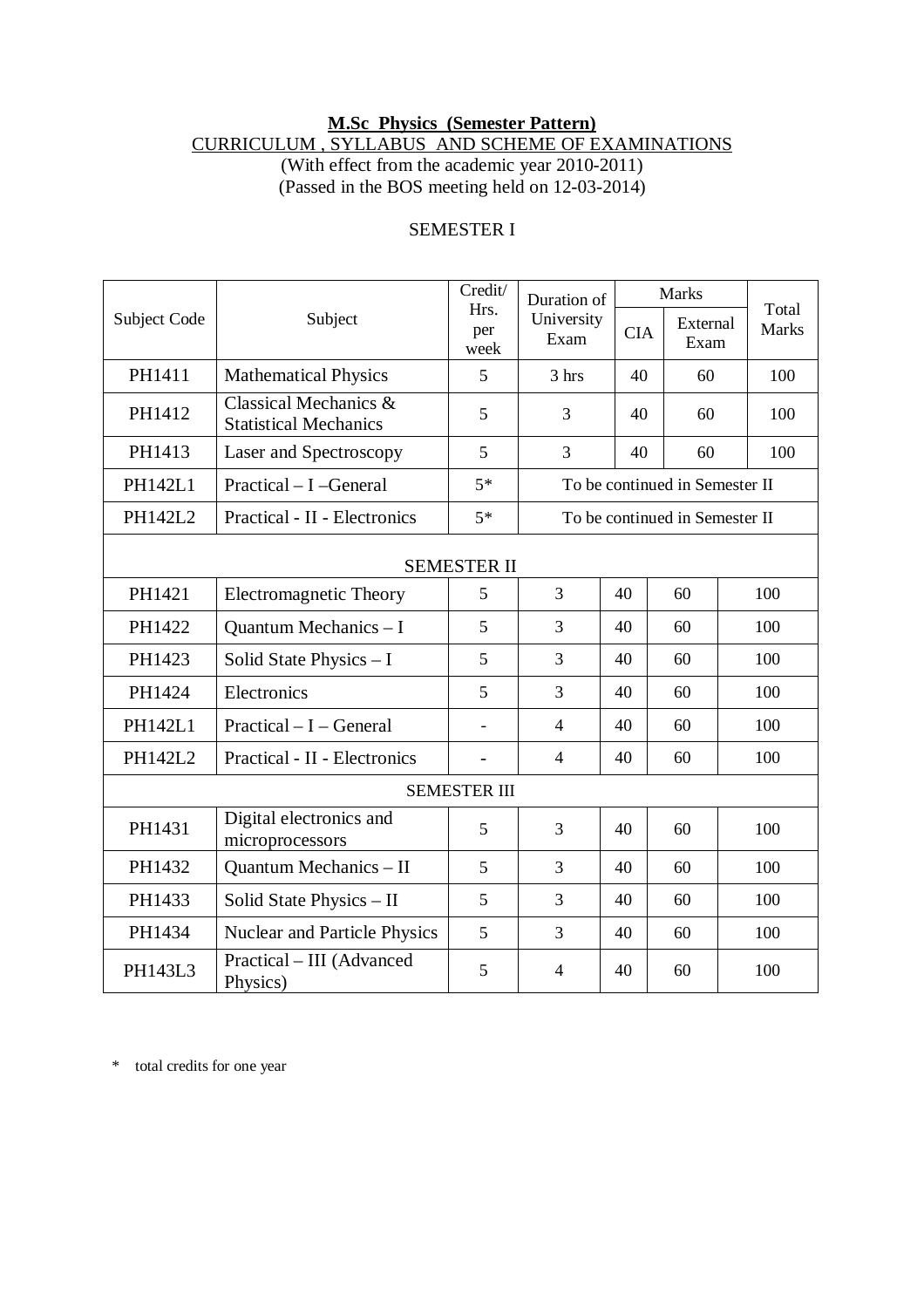**M.Sc Physics (Semester Pattern)**

CURRICULUM , SYLLABUS AND SCHEME OF EXAMINATIONS

(With effect from the academic year 2010-2011)

(Passed in the BOS meeting held on 12-03-2014)

SEMESTER I

| Subject Code | Subject | Credit/ Hrs. per week | Duration of University Exam | Marks | | Total Marks |
|---|---|---|---|---|---|---|
| | | | | CIA | External Exam | |
| PH1411 | Mathematical Physics | 5 | 3 hrs | 40 | 60 | 100 |
| PH1412 | Classical Mechanics & Statistical Mechanics | 5 | 3 | 40 | 60 | 100 |
| PH1413 | Laser and Spectroscopy | 5 | 3 | 40 | 60 | 100 |
| PH142L1 | Practical – I –General | 5* | To be continued in Semester II | | | |
| PH142L2 | Practical - II - Electronics | 5* | To be continued in Semester II | | | |
| | | SEMESTER II | | | | |
| PH1421 | Electromagnetic Theory | 5 | 3 | 40 | 60 | 100 |
| PH1422 | Quantum Mechanics – I | 5 | 3 | 40 | 60 | 100 |
| PH1423 | Solid State Physics – I | 5 | 3 | 40 | 60 | 100 |
| PH1424 | Electronics | 5 | 3 | 40 | 60 | 100 |
| PH142L1 | Practical – I – General | - | 4 | 40 | 60 | 100 |
| PH142L2 | Practical - II - Electronics | - | 4 | 40 | 60 | 100 |
| | | SEMESTER III | | | | |
| PH1431 | Digital electronics and microprocessors | 5 | 3 | 40 | 60 | 100 |
| PH1432 | Quantum Mechanics – II | 5 | 3 | 40 | 60 | 100 |
| PH1433 | Solid State Physics – II | 5 | 3 | 40 | 60 | 100 |
| PH1434 | Nuclear and Particle Physics | 5 | 3 | 40 | 60 | 100 |
| PH143L3 | Practical – III (Advanced Physics) | 5 | 4 | 40 | 60 | 100 |

\* total credits for one year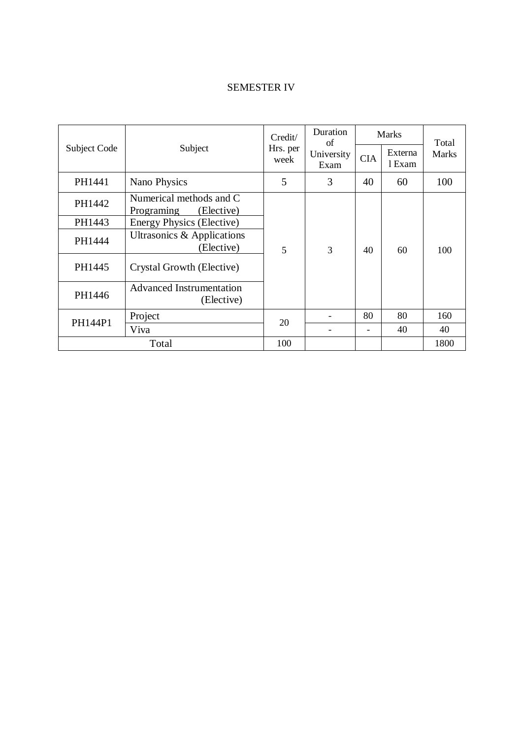SEMESTER IV

| Subject Code | Subject | Credit/ Hrs. per week | Duration of University Exam | Marks | | Total Marks |
|---|---|---|---|---|---|---|
| | | | | CIA | External Exam | |
| PH1441 | Nano Physics | 5 | 3 | 40 | 60 | 100 |
| PH1442 | Numerical methods and C Programing (Elective) | 5 | 3 | 40 | 60 | 100 |
| PH1443 | Energy Physics (Elective) | | | | | |
| PH1444 | Ultrasonics & Applications (Elective) | | | | | |
| PH1445 | Crystal Growth (Elective) | | | | | |
| PH1446 | Advanced Instrumentation (Elective) | | | | | |
| PH144P1 | Project | 20 | - | 80 | 80 | 160 |
| | Viva | | - | - | 40 | 40 |
| Total | | 100 | | | | 1800 |